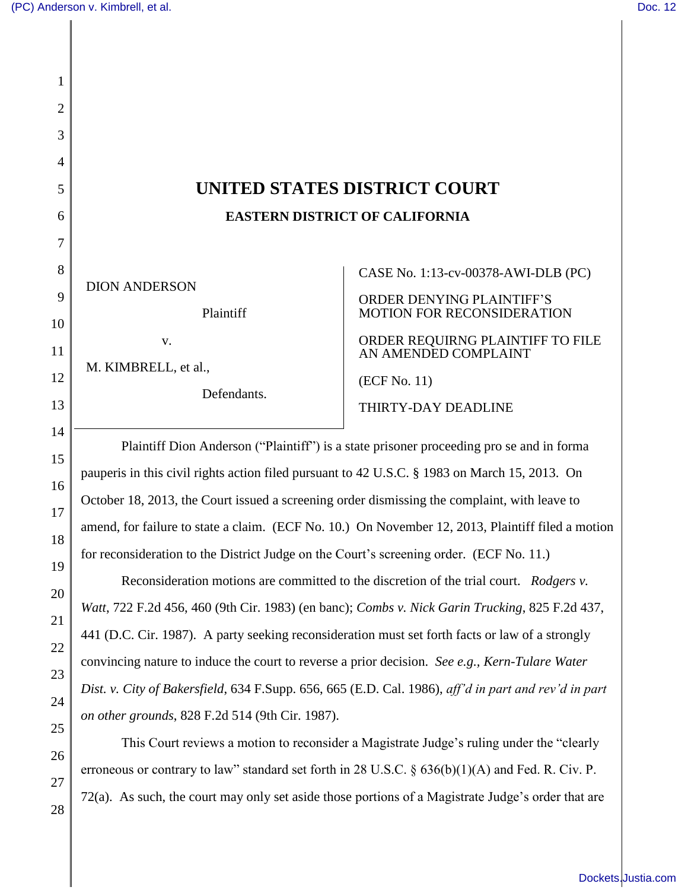# UNITED STATES DISTRICT COURT

## EASTERN DISTRICT OF CALIFORNIA

DION ANDERSON

Plaintiff

v.

M. KIMBRELL, et al.,

Defendants.

CASE No. 1:13-cv-00378-AWI-DLB (PC)

ORDER DENYING PLAINTIFF'S MOTION FOR RECONSIDERATION

ORDER REQUIRNG PLAINTIFF TO FILE AN AMENDED COMPLAINT

(ECF No. 11)

THIRTY-DAY DEADLINE

Plaintiff Dion Anderson ("Plaintiff") is a state prisoner proceeding pro se and in forma pauperis in this civil rights action filed pursuant to 42 U.S.C. § 1983 on March 15, 2013. On October 18, 2013, the Court issued a screening order dismissing the complaint, with leave to amend, for failure to state a claim. (ECF No. 10.) On November 12, 2013, Plaintiff filed a motion for reconsideration to the District Judge on the Court's screening order. (ECF No. 11.)

Reconsideration motions are committed to the discretion of the trial court. *Rodgers v. Watt*, 722 F.2d 456, 460 (9th Cir. 1983) (en banc); *Combs v. Nick Garin Trucking*, 825 F.2d 437, 441 (D.C. Cir. 1987). A party seeking reconsideration must set forth facts or law of a strongly convincing nature to induce the court to reverse a prior decision. *See e.g., Kern-Tulare Water Dist. v. City of Bakersfield*, 634 F.Supp. 656, 665 (E.D. Cal. 1986), *aff'd in part and rev'd in part on other grounds*, 828 F.2d 514 (9th Cir. 1987).

This Court reviews a motion to reconsider a Magistrate Judge's ruling under the "clearly erroneous or contrary to law" standard set forth in 28 U.S.C. § 636(b)(1)(A) and Fed. R. Civ. P. 72(a). As such, the court may only set aside those portions of a Magistrate Judge's order that are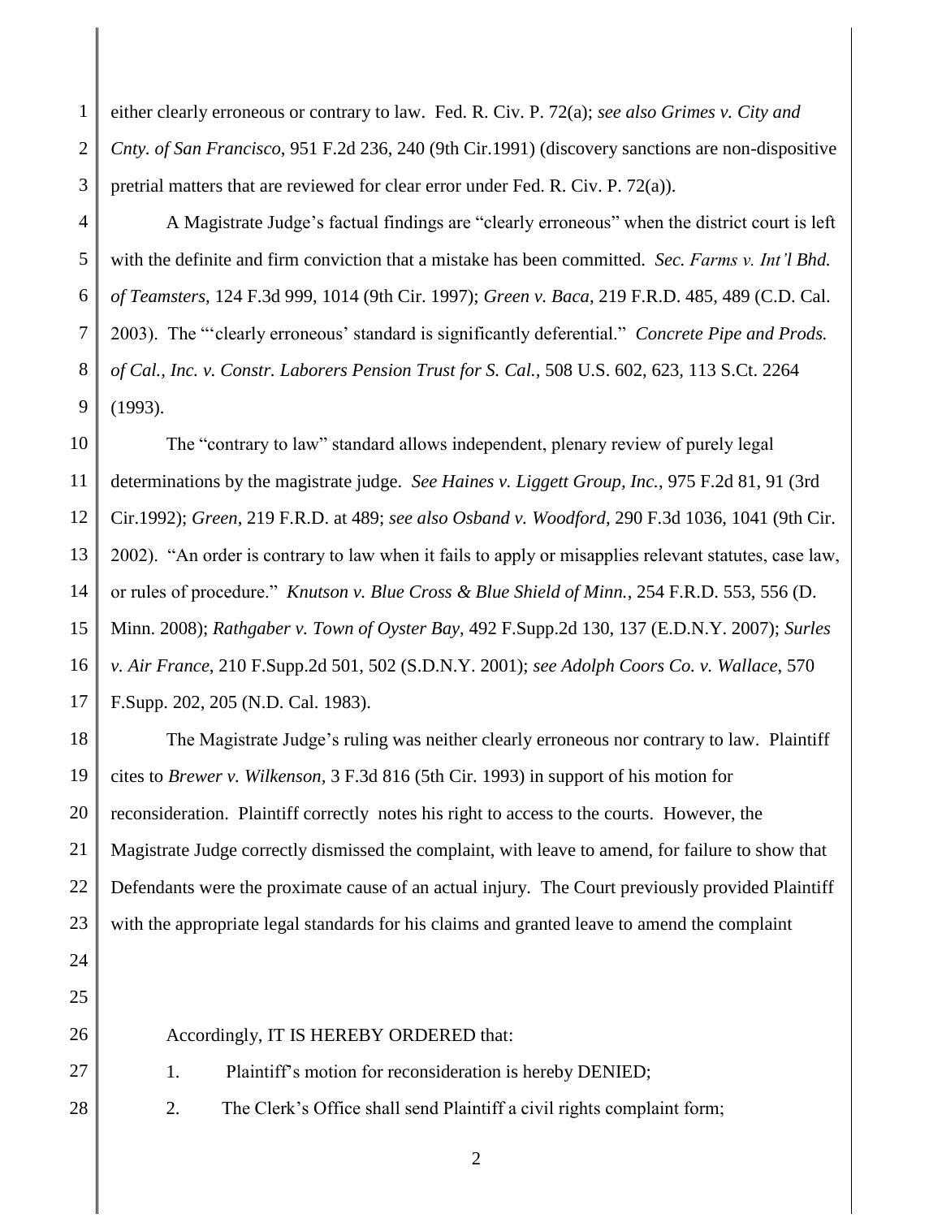either clearly erroneous or contrary to law. Fed. R. Civ. P. 72(a); *see also Grimes v. City and Cnty. of San Francisco*, 951 F.2d 236, 240 (9th Cir.1991) (discovery sanctions are non-dispositive pretrial matters that are reviewed for clear error under Fed. R. Civ. P. 72(a)).

A Magistrate Judge's factual findings are "clearly erroneous" when the district court is left with the definite and firm conviction that a mistake has been committed. *Sec. Farms v. Int'l Bhd. of Teamsters*, 124 F.3d 999, 1014 (9th Cir. 1997); *Green v. Baca*, 219 F.R.D. 485, 489 (C.D. Cal. 2003). The "'clearly erroneous' standard is significantly deferential." *Concrete Pipe and Prods. of Cal., Inc. v. Constr. Laborers Pension Trust for S. Cal.*, 508 U.S. 602, 623, 113 S.Ct. 2264 (1993).

The "contrary to law" standard allows independent, plenary review of purely legal determinations by the magistrate judge. *See Haines v. Liggett Group, Inc.*, 975 F.2d 81, 91 (3rd Cir.1992); *Green*, 219 F.R.D. at 489; *see also Osband v. Woodford*, 290 F.3d 1036, 1041 (9th Cir. 2002). "An order is contrary to law when it fails to apply or misapplies relevant statutes, case law, or rules of procedure." *Knutson v. Blue Cross & Blue Shield of Minn.*, 254 F.R.D. 553, 556 (D. Minn. 2008); *Rathgaber v. Town of Oyster Bay*, 492 F.Supp.2d 130, 137 (E.D.N.Y. 2007); *Surles v. Air France*, 210 F.Supp.2d 501, 502 (S.D.N.Y. 2001); *see Adolph Coors Co. v. Wallace*, 570 F.Supp. 202, 205 (N.D. Cal. 1983).

The Magistrate Judge's ruling was neither clearly erroneous nor contrary to law. Plaintiff cites to *Brewer v. Wilkenson*, 3 F.3d 816 (5th Cir. 1993) in support of his motion for reconsideration. Plaintiff correctly notes his right to access to the courts. However, the Magistrate Judge correctly dismissed the complaint, with leave to amend, for failure to show that Defendants were the proximate cause of an actual injury. The Court previously provided Plaintiff with the appropriate legal standards for his claims and granted leave to amend the complaint

Accordingly, IT IS HEREBY ORDERED that:

1. Plaintiff's motion for reconsideration is hereby DENIED;
2. The Clerk's Office shall send Plaintiff a civil rights complaint form;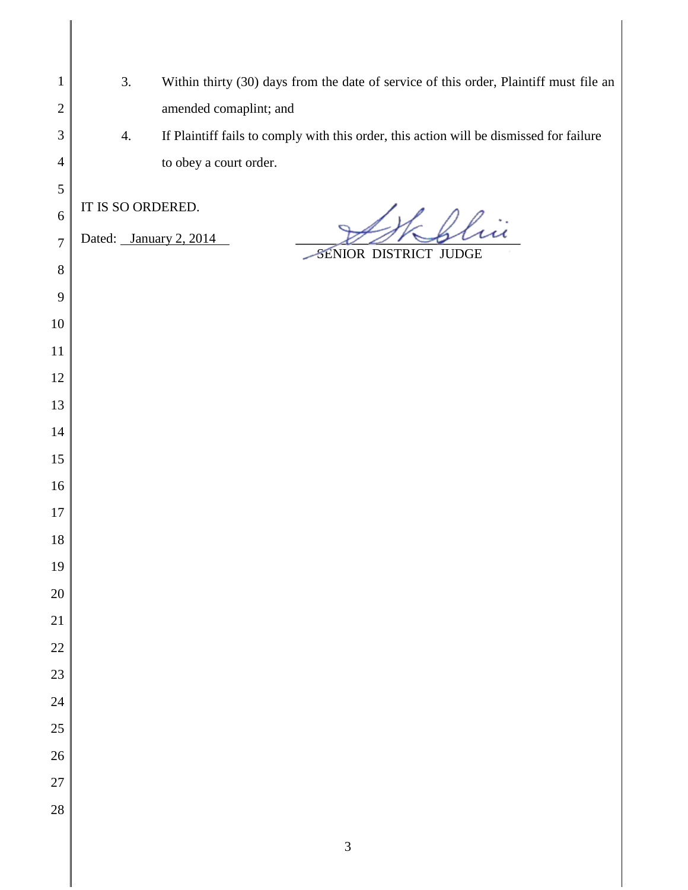3. Within thirty (30) days from the date of service of this order, Plaintiff must file an amended comaplint; and

4. If Plaintiff fails to comply with this order, this action will be dismissed for failure to obey a court order.

IT IS SO ORDERED.

Dated: January 2, 2014

SENIOR DISTRICT JUDGE